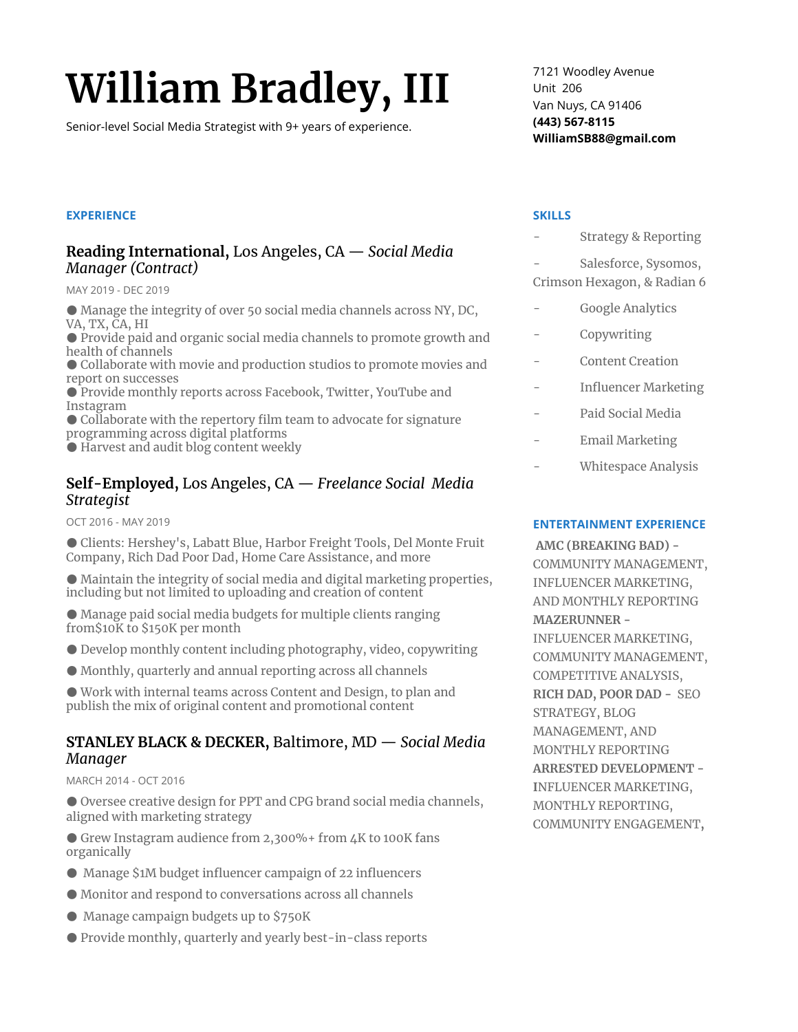# William Bradley, III

Senior-level Social Media Strategist with 9+ years of experience.

7121 Woodley Avenue
Unit 206
Van Nuys, CA 91406
**(443) 567-8115**
**WilliamSB88@gmail.com**

## EXPERIENCE

### **Reading International,** Los Angeles, CA — *Social Media Manager (Contract)*

MAY 2019 - DEC 2019

- Manage the integrity of over 50 social media channels across NY, DC, VA, TX, CA, HI
- Provide paid and organic social media channels to promote growth and health of channels
- Collaborate with movie and production studios to promote movies and report on successes
- Provide monthly reports across Facebook, Twitter, YouTube and Instagram
- Collaborate with the repertory film team to advocate for signature programming across digital platforms
- Harvest and audit blog content weekly

### **Self-Employed,** Los Angeles, CA — *Freelance Social Media Strategist*

OCT 2016 - MAY 2019

- Clients: Hershey's, Labatt Blue, Harbor Freight Tools, Del Monte Fruit Company, Rich Dad Poor Dad, Home Care Assistance, and more
- Maintain the integrity of social media and digital marketing properties, including but not limited to uploading and creation of content
- Manage paid social media budgets for multiple clients ranging from$10K to $150K per month
- Develop monthly content including photography, video, copywriting
- Monthly, quarterly and annual reporting across all channels
- Work with internal teams across Content and Design, to plan and publish the mix of original content and promotional content

### **STANLEY BLACK & DECKER,** Baltimore, MD — *Social Media Manager*

MARCH 2014 - OCT 2016

- Oversee creative design for PPT and CPG brand social media channels, aligned with marketing strategy
- Grew Instagram audience from 2,300%+ from 4K to 100K fans organically
- Manage $1M budget influencer campaign of 22 influencers
- Monitor and respond to conversations across all channels
- Manage campaign budgets up to $750K
- Provide monthly, quarterly and yearly best-in-class reports

## SKILLS

- Strategy & Reporting
- Salesforce, Sysomos, Crimson Hexagon, & Radian 6
- Google Analytics
- Copywriting
- Content Creation
- Influencer Marketing
- Paid Social Media
- Email Marketing
- Whitespace Analysis

## ENTERTAINMENT EXPERIENCE

**AMC (BREAKING BAD) -** COMMUNITY MANAGEMENT, INFLUENCER MARKETING, AND MONTHLY REPORTING

**MAZERUNNER -** INFLUENCER MARKETING, COMMUNITY MANAGEMENT, COMPETITIVE ANALYSIS,

**RICH DAD, POOR DAD -** SEO STRATEGY, BLOG MANAGEMENT, AND MONTHLY REPORTING

**ARRESTED DEVELOPMENT -** INFLUENCER MARKETING, MONTHLY REPORTING, COMMUNITY ENGAGEMENT,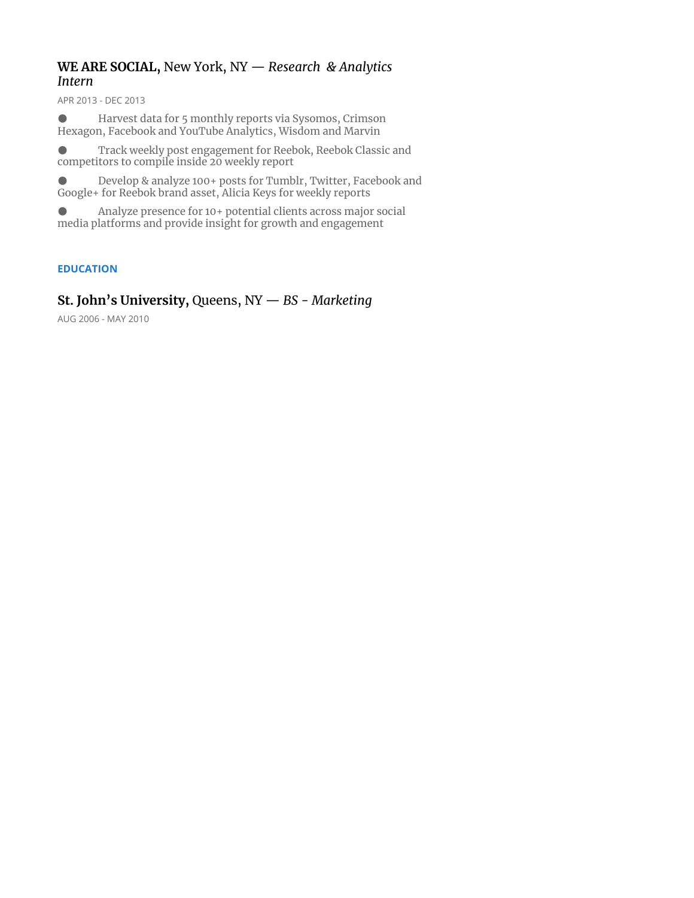### **WE ARE SOCIAL,** New York, NY — *Research & Analytics Intern*

APR 2013 - DEC 2013

- Harvest data for 5 monthly reports via Sysomos, Crimson Hexagon, Facebook and YouTube Analytics, Wisdom and Marvin
- Track weekly post engagement for Reebok, Reebok Classic and competitors to compile inside 20 weekly report
- Develop & analyze 100+ posts for Tumblr, Twitter, Facebook and Google+ for Reebok brand asset, Alicia Keys for weekly reports
- Analyze presence for 10+ potential clients across major social media platforms and provide insight for growth and engagement

## EDUCATION

### **St. John's University,** Queens, NY — *BS - Marketing*

AUG 2006 - MAY 2010